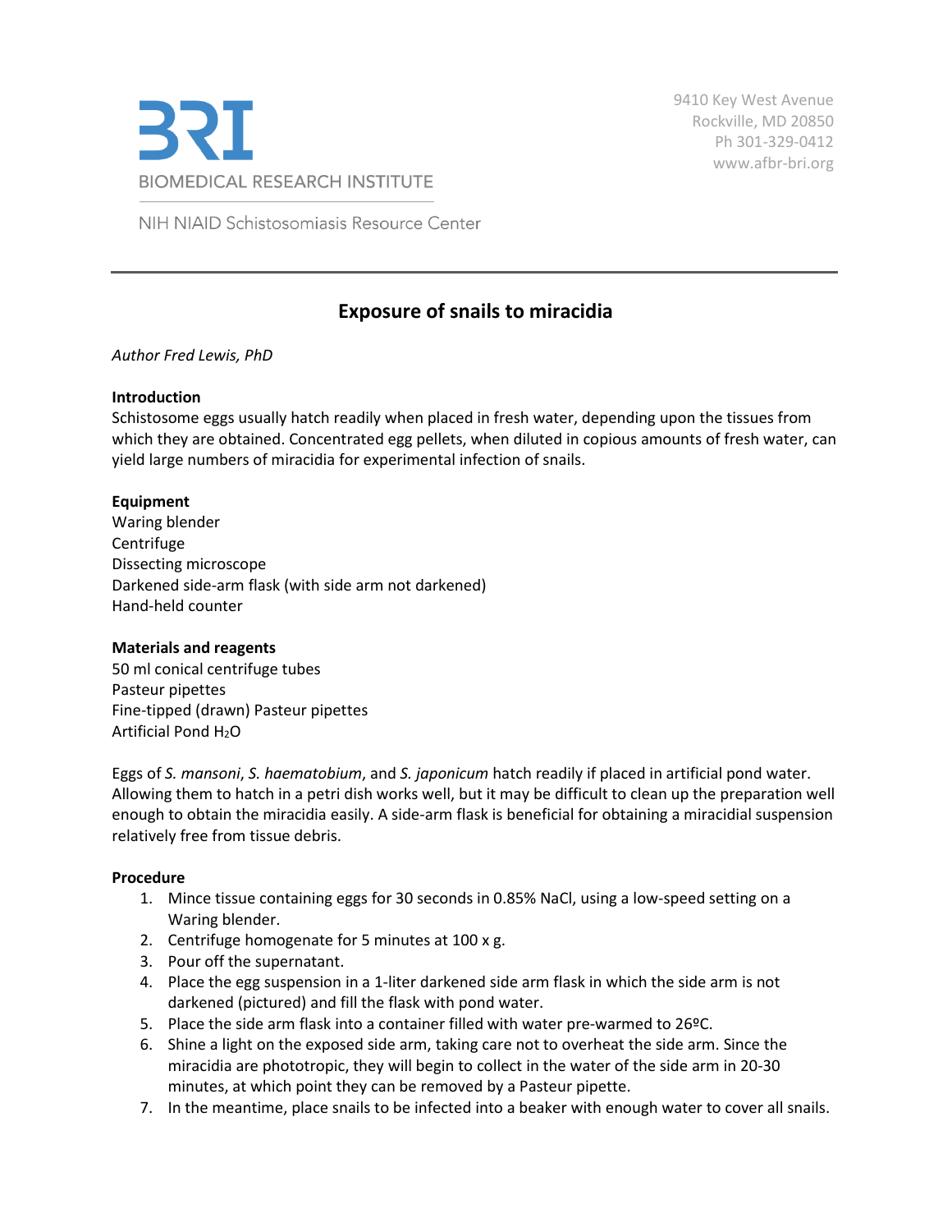BIOMEDICAL RESEARCH INSTITUTE

NIH NIAID Schistosomiasis Resource Center

9410 Key West Avenue
Rockville, MD 20850
Ph 301-329-0412
www.afbr-bri.org

# Exposure of snails to miracidia

*Author Fred Lewis, PhD*

**Introduction**
Schistosome eggs usually hatch readily when placed in fresh water, depending upon the tissues from which they are obtained. Concentrated egg pellets, when diluted in copious amounts of fresh water, can yield large numbers of miracidia for experimental infection of snails.

**Equipment**
Waring blender
Centrifuge
Dissecting microscope
Darkened side-arm flask (with side arm not darkened)
Hand-held counter

**Materials and reagents**
50 ml conical centrifuge tubes
Pasteur pipettes
Fine-tipped (drawn) Pasteur pipettes
Artificial Pond $H_2O$

Eggs of *S. mansoni*, *S. haematobium*, and *S. japonicum* hatch readily if placed in artificial pond water. Allowing them to hatch in a petri dish works well, but it may be difficult to clean up the preparation well enough to obtain the miracidia easily. A side-arm flask is beneficial for obtaining a miracidial suspension relatively free from tissue debris.

**Procedure**

1. Mince tissue containing eggs for 30 seconds in 0.85% NaCl, using a low-speed setting on a Waring blender.
2. Centrifuge homogenate for 5 minutes at 100 x g.
3. Pour off the supernatant.
4. Place the egg suspension in a 1-liter darkened side arm flask in which the side arm is not darkened (pictured) and fill the flask with pond water.
5. Place the side arm flask into a container filled with water pre-warmed to 26ºC.
6. Shine a light on the exposed side arm, taking care not to overheat the side arm. Since the miracidia are phototropic, they will begin to collect in the water of the side arm in 20-30 minutes, at which point they can be removed by a Pasteur pipette.
7. In the meantime, place snails to be infected into a beaker with enough water to cover all snails.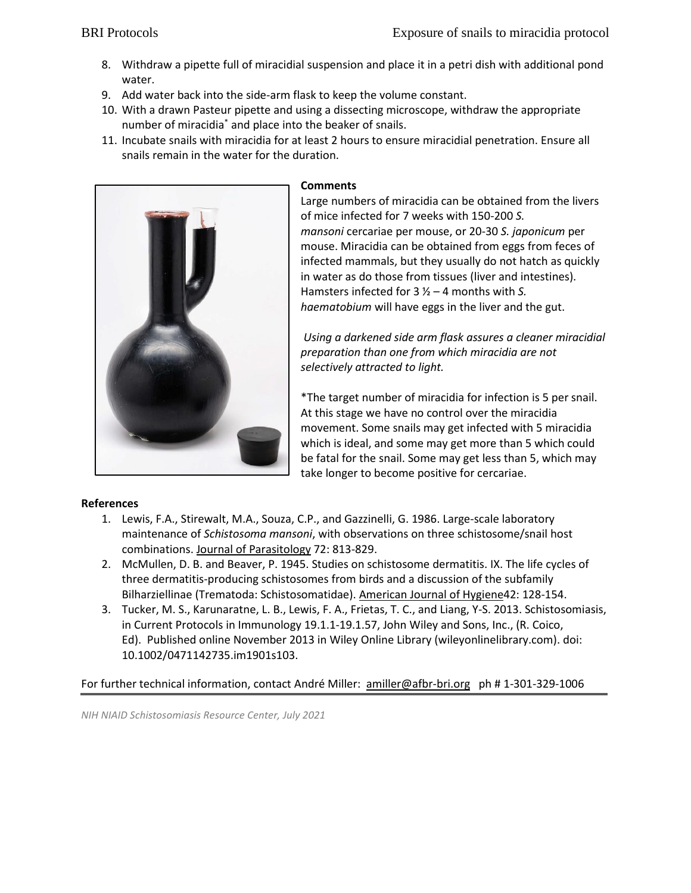8. Withdraw a pipette full of miracidial suspension and place it in a petri dish with additional pond water.
9. Add water back into the side-arm flask to keep the volume constant.
10. With a drawn Pasteur pipette and using a dissecting microscope, withdraw the appropriate number of miracidia* and place into the beaker of snails.
11. Incubate snails with miracidia for at least 2 hours to ensure miracidial penetration. Ensure all snails remain in the water for the duration.

**Comments**

Large numbers of miracidia can be obtained from the livers of mice infected for 7 weeks with 150-200 *S. mansoni* cercariae per mouse, or 20-30 *S. japonicum* per mouse. Miracidia can be obtained from eggs from feces of infected mammals, but they usually do not hatch as quickly in water as do those from tissues (liver and intestines). Hamsters infected for 3 ½ – 4 months with *S. haematobium* will have eggs in the liver and the gut.

*Using a darkened side arm flask assures a cleaner miracidial preparation than one from which miracidia are not selectively attracted to light.*

*The target number of miracidia for infection is 5 per snail. At this stage we have no control over the miracidia movement. Some snails may get infected with 5 miracidia which is ideal, and some may get more than 5 which could be fatal for the snail. Some may get less than 5, which may take longer to become positive for cercariae.

**References**

1. Lewis, F.A., Stirewalt, M.A., Souza, C.P., and Gazzinelli, G. 1986. Large-scale laboratory maintenance of *Schistosoma mansoni*, with observations on three schistosome/snail host combinations. Journal of Parasitology 72: 813-829.
2. McMullen, D. B. and Beaver, P. 1945. Studies on schistosome dermatitis. IX. The life cycles of three dermatitis-producing schistosomes from birds and a discussion of the subfamily Bilharziellinae (Trematoda: Schistosomatidae). American Journal of Hygiene42: 128-154.
3. Tucker, M. S., Karunaratne, L. B., Lewis, F. A., Frietas, T. C., and Liang, Y-S. 2013. Schistosomiasis, in Current Protocols in Immunology 19.1.1-19.1.57, John Wiley and Sons, Inc., (R. Coico, Ed). Published online November 2013 in Wiley Online Library (wileyonlinelibrary.com). doi: 10.1002/0471142735.im1901s103.

For further technical information, contact André Miller: amiller@afbr-bri.org ph # 1-301-329-1006

*NIH NIAID Schistosomiasis Resource Center, July 2021*